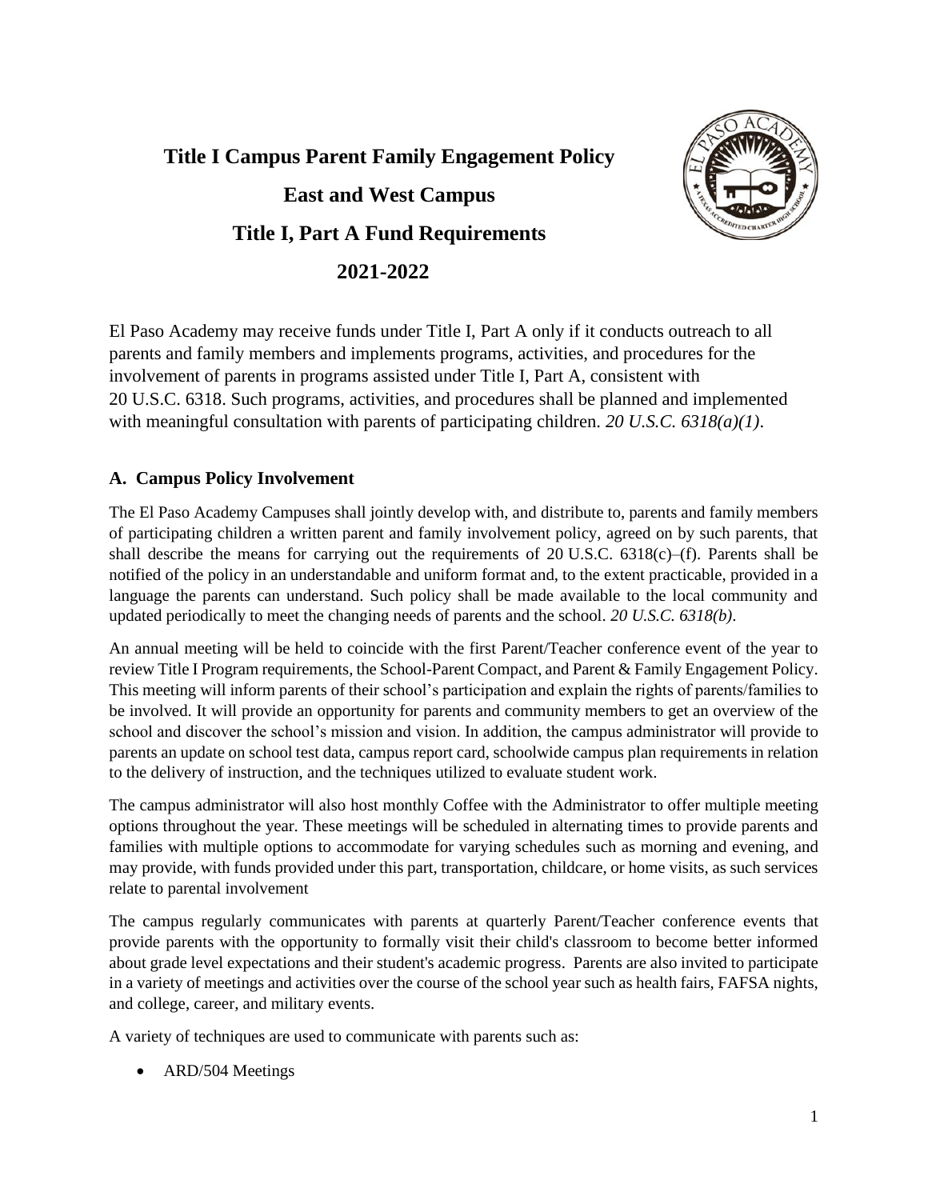# Title I Campus Parent Family Engagement Policy

# East and West Campus

# Title I, Part A Fund Requirements

# 2021-2022

El Paso Academy may receive funds under Title I, Part A only if it conducts outreach to all parents and family members and implements programs, activities, and procedures for the involvement of parents in programs assisted under Title I, Part A, consistent with 20 U.S.C. 6318. Such programs, activities, and procedures shall be planned and implemented with meaningful consultation with parents of participating children. *20 U.S.C. 6318(a)(1)*.

## A. Campus Policy Involvement

The El Paso Academy Campuses shall jointly develop with, and distribute to, parents and family members of participating children a written parent and family involvement policy, agreed on by such parents, that shall describe the means for carrying out the requirements of 20 U.S.C. 6318(c)–(f). Parents shall be notified of the policy in an understandable and uniform format and, to the extent practicable, provided in a language the parents can understand. Such policy shall be made available to the local community and updated periodically to meet the changing needs of parents and the school. *20 U.S.C. 6318(b)*.

An annual meeting will be held to coincide with the first Parent/Teacher conference event of the year to review Title I Program requirements, the School-Parent Compact, and Parent & Family Engagement Policy. This meeting will inform parents of their school's participation and explain the rights of parents/families to be involved. It will provide an opportunity for parents and community members to get an overview of the school and discover the school's mission and vision. In addition, the campus administrator will provide to parents an update on school test data, campus report card, schoolwide campus plan requirements in relation to the delivery of instruction, and the techniques utilized to evaluate student work.

The campus administrator will also host monthly Coffee with the Administrator to offer multiple meeting options throughout the year. These meetings will be scheduled in alternating times to provide parents and families with multiple options to accommodate for varying schedules such as morning and evening, and may provide, with funds provided under this part, transportation, childcare, or home visits, as such services relate to parental involvement

The campus regularly communicates with parents at quarterly Parent/Teacher conference events that provide parents with the opportunity to formally visit their child's classroom to become better informed about grade level expectations and their student's academic progress. Parents are also invited to participate in a variety of meetings and activities over the course of the school year such as health fairs, FAFSA nights, and college, career, and military events.

A variety of techniques are used to communicate with parents such as:

- ARD/504 Meetings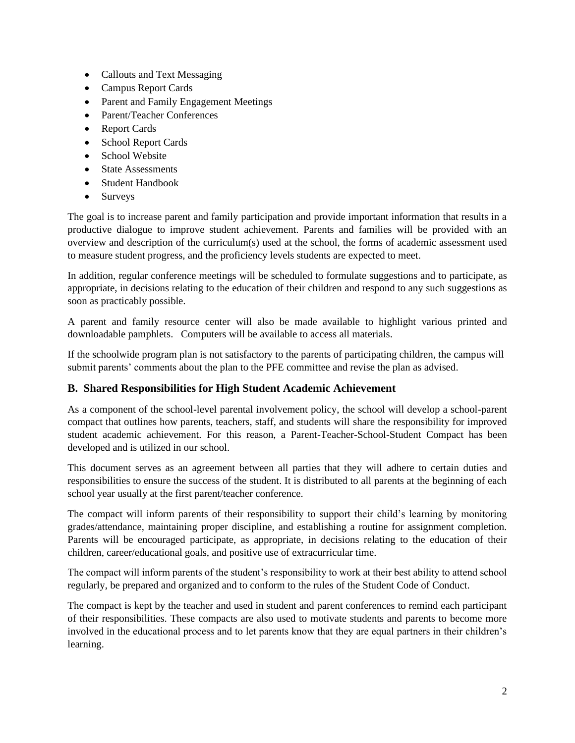- Callouts and Text Messaging
- Campus Report Cards
- Parent and Family Engagement Meetings
- Parent/Teacher Conferences
- Report Cards
- School Report Cards
- School Website
- State Assessments
- Student Handbook
- Surveys

The goal is to increase parent and family participation and provide important information that results in a productive dialogue to improve student achievement. Parents and families will be provided with an overview and description of the curriculum(s) used at the school, the forms of academic assessment used to measure student progress, and the proficiency levels students are expected to meet.

In addition, regular conference meetings will be scheduled to formulate suggestions and to participate, as appropriate, in decisions relating to the education of their children and respond to any such suggestions as soon as practicably possible.

A parent and family resource center will also be made available to highlight various printed and downloadable pamphlets. Computers will be available to access all materials.

If the schoolwide program plan is not satisfactory to the parents of participating children, the campus will submit parents' comments about the plan to the PFE committee and revise the plan as advised.

## B. Shared Responsibilities for High Student Academic Achievement

As a component of the school-level parental involvement policy, the school will develop a school-parent compact that outlines how parents, teachers, staff, and students will share the responsibility for improved student academic achievement. For this reason, a Parent-Teacher-School-Student Compact has been developed and is utilized in our school.

This document serves as an agreement between all parties that they will adhere to certain duties and responsibilities to ensure the success of the student. It is distributed to all parents at the beginning of each school year usually at the first parent/teacher conference.

The compact will inform parents of their responsibility to support their child's learning by monitoring grades/attendance, maintaining proper discipline, and establishing a routine for assignment completion. Parents will be encouraged participate, as appropriate, in decisions relating to the education of their children, career/educational goals, and positive use of extracurricular time.

The compact will inform parents of the student's responsibility to work at their best ability to attend school regularly, be prepared and organized and to conform to the rules of the Student Code of Conduct.

The compact is kept by the teacher and used in student and parent conferences to remind each participant of their responsibilities. These compacts are also used to motivate students and parents to become more involved in the educational process and to let parents know that they are equal partners in their children's learning.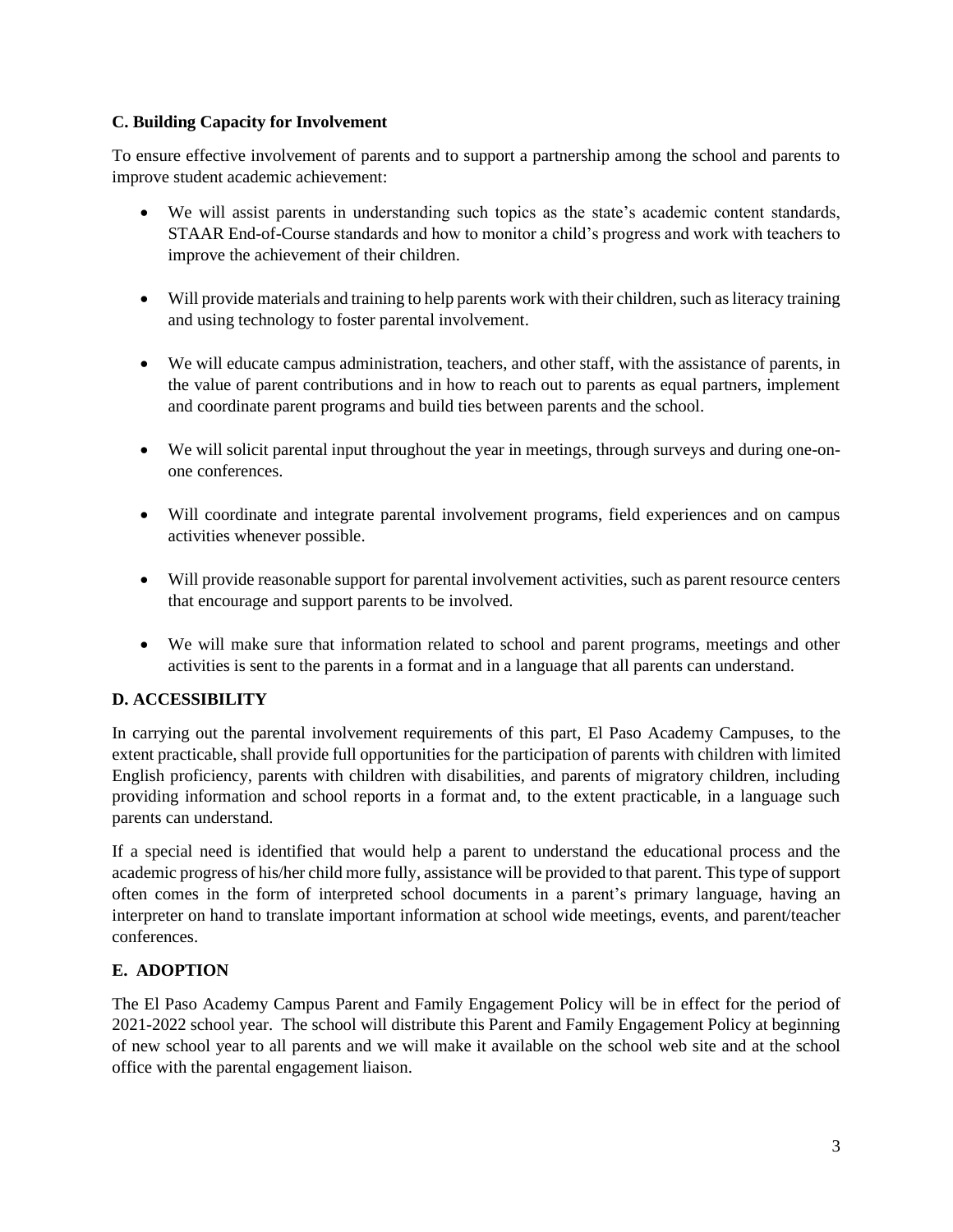### C. Building Capacity for Involvement

To ensure effective involvement of parents and to support a partnership among the school and parents to improve student academic achievement:

- We will assist parents in understanding such topics as the state's academic content standards, STAAR End-of-Course standards and how to monitor a child's progress and work with teachers to improve the achievement of their children.
- Will provide materials and training to help parents work with their children, such as literacy training and using technology to foster parental involvement.
- We will educate campus administration, teachers, and other staff, with the assistance of parents, in the value of parent contributions and in how to reach out to parents as equal partners, implement and coordinate parent programs and build ties between parents and the school.
- We will solicit parental input throughout the year in meetings, through surveys and during one-on-one conferences.
- Will coordinate and integrate parental involvement programs, field experiences and on campus activities whenever possible.
- Will provide reasonable support for parental involvement activities, such as parent resource centers that encourage and support parents to be involved.
- We will make sure that information related to school and parent programs, meetings and other activities is sent to the parents in a format and in a language that all parents can understand.

### D. ACCESSIBILITY

In carrying out the parental involvement requirements of this part, El Paso Academy Campuses, to the extent practicable, shall provide full opportunities for the participation of parents with children with limited English proficiency, parents with children with disabilities, and parents of migratory children, including providing information and school reports in a format and, to the extent practicable, in a language such parents can understand.

If a special need is identified that would help a parent to understand the educational process and the academic progress of his/her child more fully, assistance will be provided to that parent. This type of support often comes in the form of interpreted school documents in a parent's primary language, having an interpreter on hand to translate important information at school wide meetings, events, and parent/teacher conferences.

### E. ADOPTION

The El Paso Academy Campus Parent and Family Engagement Policy will be in effect for the period of 2021-2022 school year. The school will distribute this Parent and Family Engagement Policy at beginning of new school year to all parents and we will make it available on the school web site and at the school office with the parental engagement liaison.